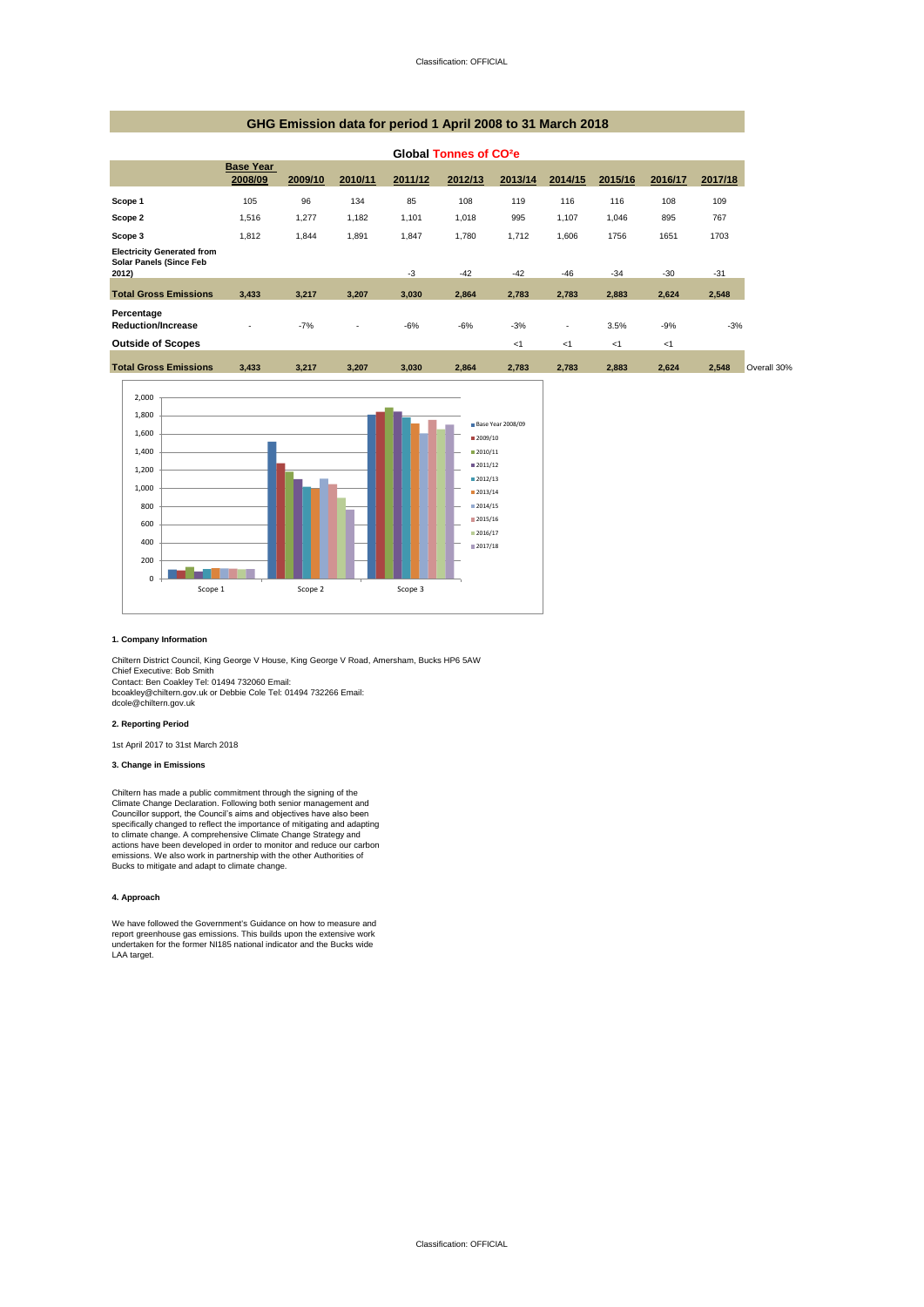# GHG Emission data for period 1 April 2008 to 31 March 2018

| | Global Tonnes of CO²e | | | | | | | | | | |
|---|---|---|---|---|---|---|---|---|---|---|---|
| | **Base Year 2008/09** | **2009/10** | **2010/11** | **2011/12** | **2012/13** | **2013/14** | **2014/15** | **2015/16** | **2016/17** | **2017/18** | |
| **Scope 1** | 105 | 96 | 134 | 85 | 108 | 119 | 116 | 116 | 108 | 109 | |
| **Scope 2** | 1,516 | 1,277 | 1,182 | 1,101 | 1,018 | 995 | 1,107 | 1,046 | 895 | 767 | |
| **Scope 3** | 1,812 | 1,844 | 1,891 | 1,847 | 1,780 | 1,712 | 1,606 | 1756 | 1651 | 1703 | |
| **Electricity Generated from Solar Panels (Since Feb 2012)** | | | | -3 | -42 | -42 | -46 | -34 | -30 | -31 | |
| **Total Gross Emissions** | **3,433** | **3,217** | **3,207** | **3,030** | **2,864** | **2,783** | **2,783** | **2,883** | **2,624** | **2,548** | |
| **Percentage Reduction/Increase** | - | -7% | - | -6% | -6% | -3% | - | 3.5% | -9% | -3% | |
| **Outside of Scopes** | | | | | | <1 | <1 | <1 | <1 | | |
| **Total Gross Emissions** | **3,433** | **3,217** | **3,207** | **3,030** | **2,864** | **2,783** | **2,783** | **2,883** | **2,624** | **2,548** | Overall 30% |

### 1. Company Information

Chiltern District Council, King George V House, King George V Road, Amersham, Bucks HP6 5AW
Chief Executive: Bob Smith
Contact: Ben Coakley Tel: 01494 732060 Email:
bcoakley@chiltern.gov.uk or Debbie Cole Tel: 01494 732266 Email:
dcole@chiltern.gov.uk

### 2. Reporting Period

1st April 2017 to 31st March 2018

### 3. Change in Emissions

Chiltern has made a public commitment through the signing of the Climate Change Declaration. Following both senior management and Councillor support, the Council's aims and objectives have also been specifically changed to reflect the importance of mitigating and adapting to climate change. A comprehensive Climate Change Strategy and actions have been developed in order to monitor and reduce our carbon emissions. We also work in partnership with the other Authorities of Bucks to mitigate and adapt to climate change.

### 4. Approach

We have followed the Government's Guidance on how to measure and report greenhouse gas emissions. This builds upon the extensive work undertaken for the former NI185 national indicator and the Bucks wide LAA target.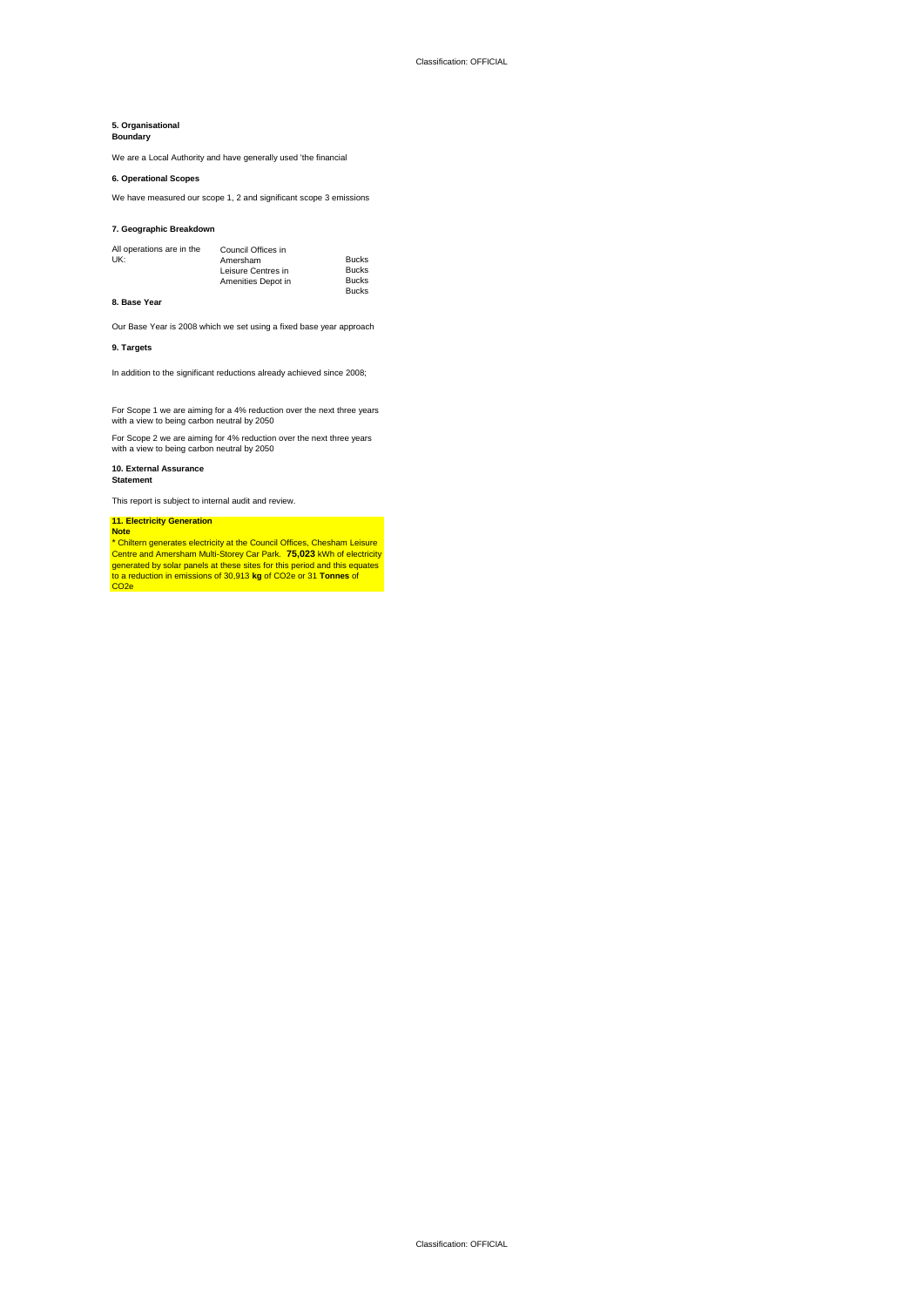### 5. Organisational Boundary

We are a Local Authority and have generally used 'the financial

### 6. Operational Scopes

We have measured our scope 1, 2 and significant scope 3 emissions

### 7. Geographic Breakdown

| | | |
|---|---|---|
| All operations are in the UK: | Council Offices in Amersham | Bucks |
| | Leisure Centres in | Bucks |
| | Amenities Depot in | Bucks |
| | | Bucks |

### 8. Base Year

Our Base Year is 2008 which we set using a fixed base year approach

### 9. Targets

In addition to the significant reductions already achieved since 2008;

For Scope 1 we are aiming for a 4% reduction over the next three years with a view to being carbon neutral by 2050

For Scope 2 we are aiming for 4% reduction over the next three years with a view to being carbon neutral by 2050

### 10. External Assurance Statement

This report is subject to internal audit and review.

### 11. Electricity Generation Note

* Chiltern generates electricity at the Council Offices, Chesham Leisure Centre and Amersham Multi-Storey Car Park. **75,023** kWh of electricity generated by solar panels at these sites for this period and this equates to a reduction in emissions of 30,913 **kg** of $CO_2e$ or 31 **Tonnes** of $CO_2e$